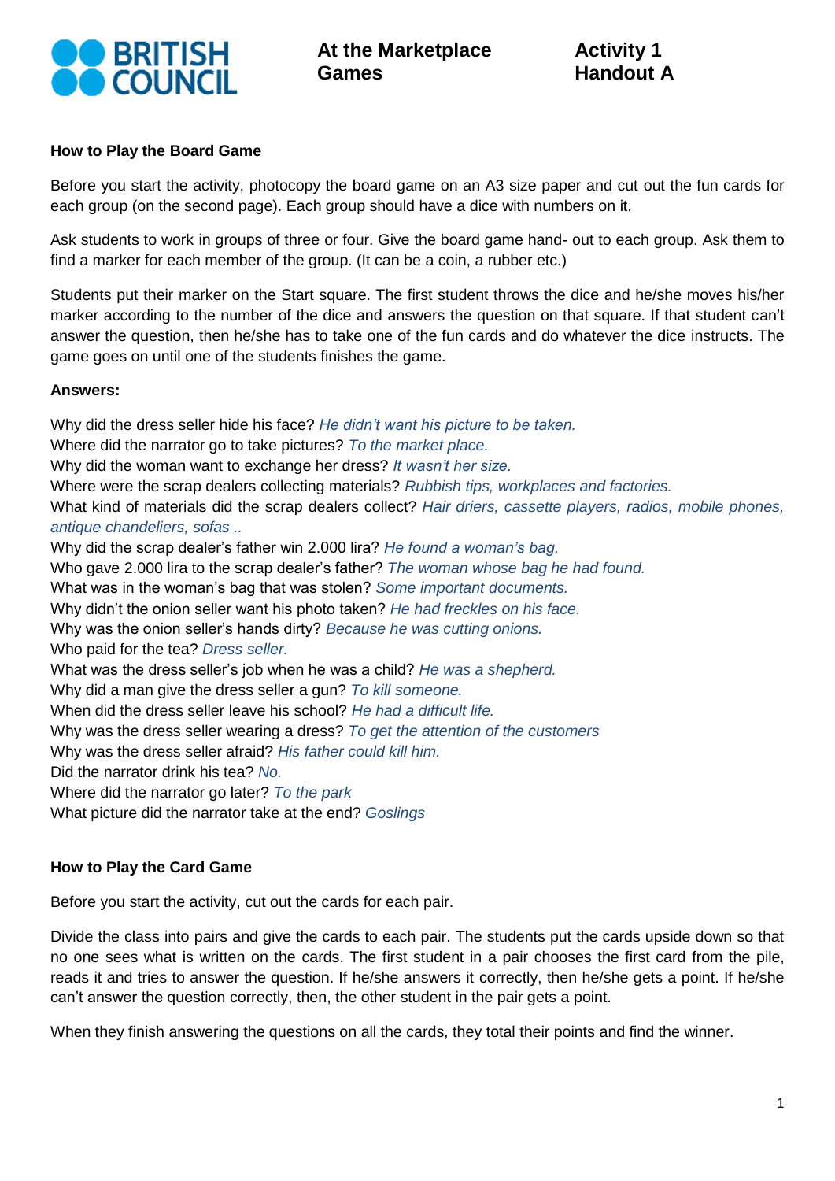**BRITISH COUNCIL**

# At the Marketplace Games

**Activity 1**
**Handout A**

### How to Play the Board Game

Before you start the activity, photocopy the board game on an A3 size paper and cut out the fun cards for each group (on the second page). Each group should have a dice with numbers on it.

Ask students to work in groups of three or four. Give the board game hand- out to each group. Ask them to find a marker for each member of the group. (It can be a coin, a rubber etc.)

Students put their marker on the Start square. The first student throws the dice and he/she moves his/her marker according to the number of the dice and answers the question on that square. If that student can't answer the question, then he/she has to take one of the fun cards and do whatever the dice instructs. The game goes on until one of the students finishes the game.

**Answers:**

Why did the dress seller hide his face? *He didn't want his picture to be taken.*
Where did the narrator go to take pictures? *To the market place.*
Why did the woman want to exchange her dress? *It wasn't her size.*
Where were the scrap dealers collecting materials? *Rubbish tips, workplaces and factories.*
What kind of materials did the scrap dealers collect? *Hair driers, cassette players, radios, mobile phones, antique chandeliers, sofas ..*
Why did the scrap dealer's father win 2.000 lira? *He found a woman's bag.*
Who gave 2.000 lira to the scrap dealer's father? *The woman whose bag he had found.*
What was in the woman's bag that was stolen? *Some important documents.*
Why didn't the onion seller want his photo taken? *He had freckles on his face.*
Why was the onion seller's hands dirty? *Because he was cutting onions.*
Who paid for the tea? *Dress seller.*
What was the dress seller's job when he was a child? *He was a shepherd.*
Why did a man give the dress seller a gun? *To kill someone.*
When did the dress seller leave his school? *He had a difficult life.*
Why was the dress seller wearing a dress? *To get the attention of the customers*
Why was the dress seller afraid? *His father could kill him.*
Did the narrator drink his tea? *No.*
Where did the narrator go later? *To the park*
What picture did the narrator take at the end? *Goslings*

### How to Play the Card Game

Before you start the activity, cut out the cards for each pair.

Divide the class into pairs and give the cards to each pair. The students put the cards upside down so that no one sees what is written on the cards. The first student in a pair chooses the first card from the pile, reads it and tries to answer the question. If he/she answers it correctly, then he/she gets a point. If he/she can't answer the question correctly, then, the other student in the pair gets a point.

When they finish answering the questions on all the cards, they total their points and find the winner.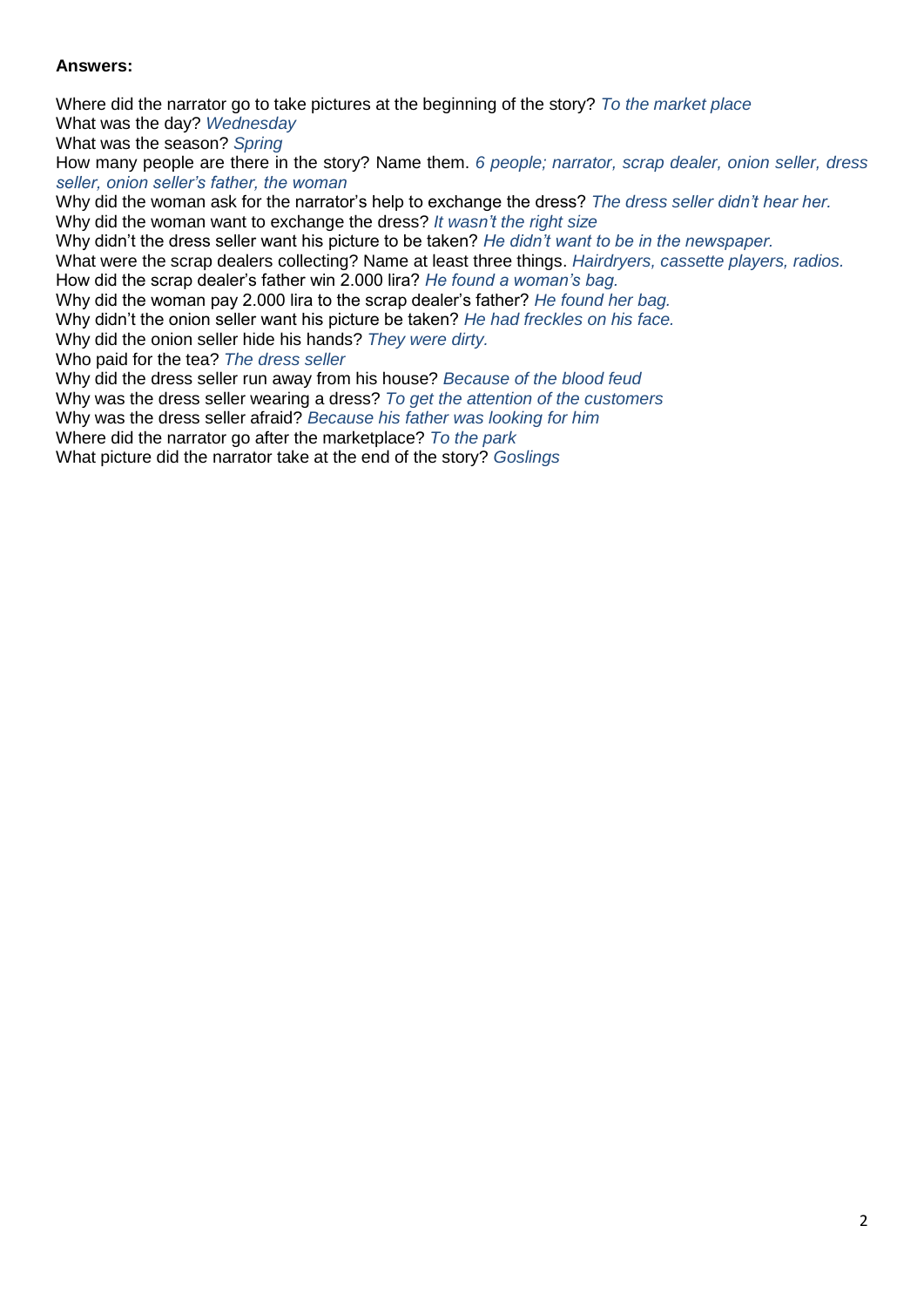**Answers:**

Where did the narrator go to take pictures at the beginning of the story? *To the market place*  
What was the day? *Wednesday*  
What was the season? *Spring*  
How many people are there in the story? Name them. *6 people; narrator, scrap dealer, onion seller, dress seller, onion seller's father, the woman*  
Why did the woman ask for the narrator's help to exchange the dress? *The dress seller didn't hear her.*  
Why did the woman want to exchange the dress? *It wasn't the right size*  
Why didn't the dress seller want his picture to be taken? *He didn't want to be in the newspaper.*  
What were the scrap dealers collecting? Name at least three things. *Hairdryers, cassette players, radios.*  
How did the scrap dealer's father win 2.000 lira? *He found a woman's bag.*  
Why did the woman pay 2.000 lira to the scrap dealer's father? *He found her bag.*  
Why didn't the onion seller want his picture be taken? *He had freckles on his face.*  
Why did the onion seller hide his hands? *They were dirty.*  
Who paid for the tea? *The dress seller*  
Why did the dress seller run away from his house? *Because of the blood feud*  
Why was the dress seller wearing a dress? *To get the attention of the customers*  
Why was the dress seller afraid? *Because his father was looking for him*  
Where did the narrator go after the marketplace? *To the park*  
What picture did the narrator take at the end of the story? *Goslings*